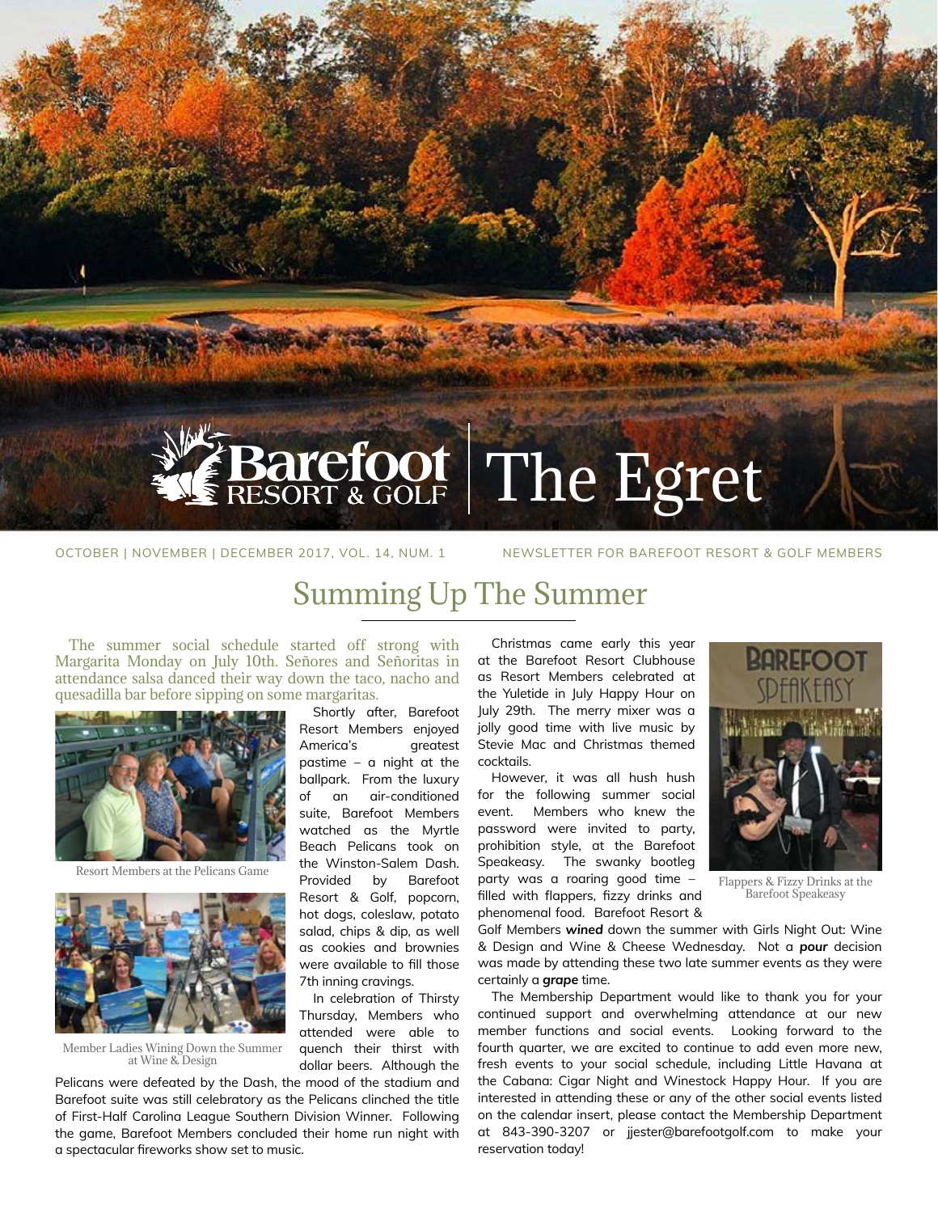# Barefoot Resort & Golf | The Egret

OCTOBER | NOVEMBER | DECEMBER 2017, VOL. 14, NUM. 1

NEWSLETTER FOR BAREFOOT RESORT & GOLF MEMBERS

## Summing Up The Summer

The summer social schedule started off strong with Margarita Monday on July 10th. Señores and Señoritas in attendance salsa danced their way down the taco, nacho and quesadilla bar before sipping on some margaritas.

Resort Members at the Pelicans Game

Member Ladies Wining Down the Summer at Wine & Design

Shortly after, Barefoot Resort Members enjoyed America's greatest pastime – a night at the ballpark. From the luxury of an air-conditioned suite, Barefoot Members watched as the Myrtle Beach Pelicans took on the Winston-Salem Dash. Provided by Barefoot Resort & Golf, popcorn, hot dogs, coleslaw, potato salad, chips & dip, as well as cookies and brownies were available to fill those 7th inning cravings.

In celebration of Thirsty Thursday, Members who attended were able to quench their thirst with dollar beers. Although the Pelicans were defeated by the Dash, the mood of the stadium and Barefoot suite was still celebratory as the Pelicans clinched the title of First-Half Carolina League Southern Division Winner. Following the game, Barefoot Members concluded their home run night with a spectacular fireworks show set to music.

Christmas came early this year at the Barefoot Resort Clubhouse as Resort Members celebrated at the Yuletide in July Happy Hour on July 29th. The merry mixer was a jolly good time with live music by Stevie Mac and Christmas themed cocktails.

However, it was all hush hush for the following summer social event. Members who knew the password were invited to party, prohibition style, at the Barefoot Speakeasy. The swanky bootleg party was a roaring good time – filled with flappers, fizzy drinks and phenomenal food. Barefoot Resort & Golf Members ***wined*** down the summer with Girls Night Out: Wine & Design and Wine & Cheese Wednesday. Not a ***pour*** decision was made by attending these two late summer events as they were certainly a ***grape*** time.

Flappers & Fizzy Drinks at the Barefoot Speakeasy

The Membership Department would like to thank you for your continued support and overwhelming attendance at our new member functions and social events. Looking forward to the fourth quarter, we are excited to continue to add even more new, fresh events to your social schedule, including Little Havana at the Cabana: Cigar Night and Winestock Happy Hour. If you are interested in attending these or any of the other social events listed on the calendar insert, please contact the Membership Department at 843-390-3207 or jjester@barefootgolf.com to make your reservation today!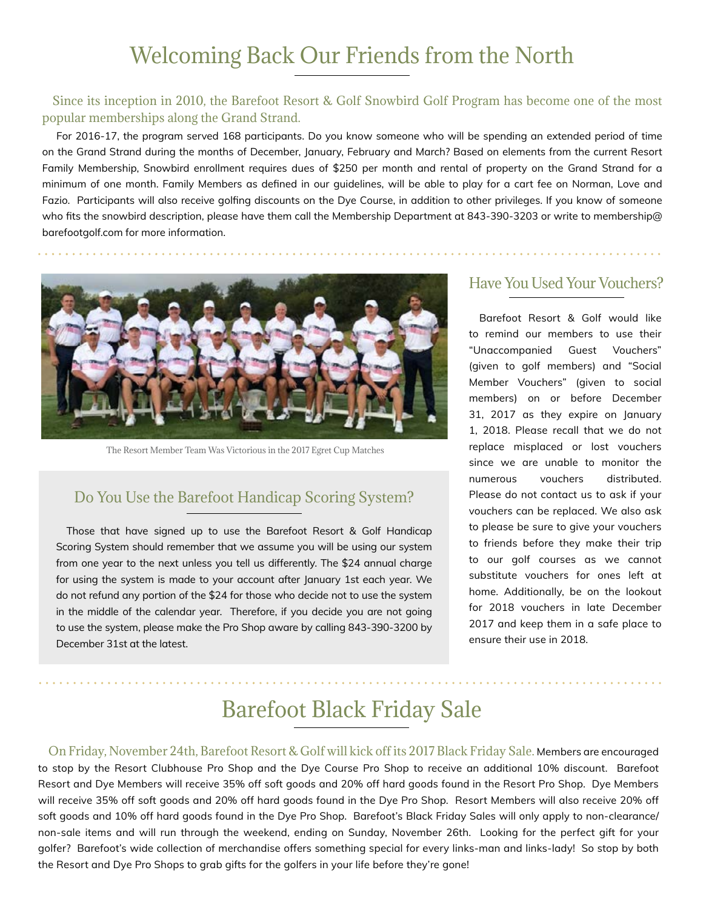# Welcoming Back Our Friends from the North

Since its inception in 2010, the Barefoot Resort & Golf Snowbird Golf Program has become one of the most popular memberships along the Grand Strand.

For 2016-17, the program served 168 participants. Do you know someone who will be spending an extended period of time on the Grand Strand during the months of December, January, February and March? Based on elements from the current Resort Family Membership, Snowbird enrollment requires dues of $250 per month and rental of property on the Grand Strand for a minimum of one month. Family Members as defined in our guidelines, will be able to play for a cart fee on Norman, Love and Fazio. Participants will also receive golfing discounts on the Dye Course, in addition to other privileges. If you know of someone who fits the snowbird description, please have them call the Membership Department at 843-390-3203 or write to membership@barefootgolf.com for more information.

The Resort Member Team Was Victorious in the 2017 Egret Cup Matches

## Do You Use the Barefoot Handicap Scoring System?

Those that have signed up to use the Barefoot Resort & Golf Handicap Scoring System should remember that we assume you will be using our system from one year to the next unless you tell us differently. The $24 annual charge for using the system is made to your account after January 1st each year. We do not refund any portion of the $24 for those who decide not to use the system in the middle of the calendar year. Therefore, if you decide you are not going to use the system, please make the Pro Shop aware by calling 843-390-3200 by December 31st at the latest.

## Have You Used Your Vouchers?

Barefoot Resort & Golf would like to remind our members to use their "Unaccompanied Guest Vouchers" (given to golf members) and "Social Member Vouchers" (given to social members) on or before December 31, 2017 as they expire on January 1, 2018. Please recall that we do not replace misplaced or lost vouchers since we are unable to monitor the numerous vouchers distributed. Please do not contact us to ask if your vouchers can be replaced. We also ask to please be sure to give your vouchers to friends before they make their trip to our golf courses as we cannot substitute vouchers for ones left at home. Additionally, be on the lookout for 2018 vouchers in late December 2017 and keep them in a safe place to ensure their use in 2018.

# Barefoot Black Friday Sale

On Friday, November 24th, Barefoot Resort & Golf will kick off its 2017 Black Friday Sale. Members are encouraged to stop by the Resort Clubhouse Pro Shop and the Dye Course Pro Shop to receive an additional 10% discount. Barefoot Resort and Dye Members will receive 35% off soft goods and 20% off hard goods found in the Resort Pro Shop. Dye Members will receive 35% off soft goods and 20% off hard goods found in the Dye Pro Shop. Resort Members will also receive 20% off soft goods and 10% off hard goods found in the Dye Pro Shop. Barefoot's Black Friday Sales will only apply to non-clearance/non-sale items and will run through the weekend, ending on Sunday, November 26th. Looking for the perfect gift for your golfer? Barefoot's wide collection of merchandise offers something special for every links-man and links-lady! So stop by both the Resort and Dye Pro Shops to grab gifts for the golfers in your life before they're gone!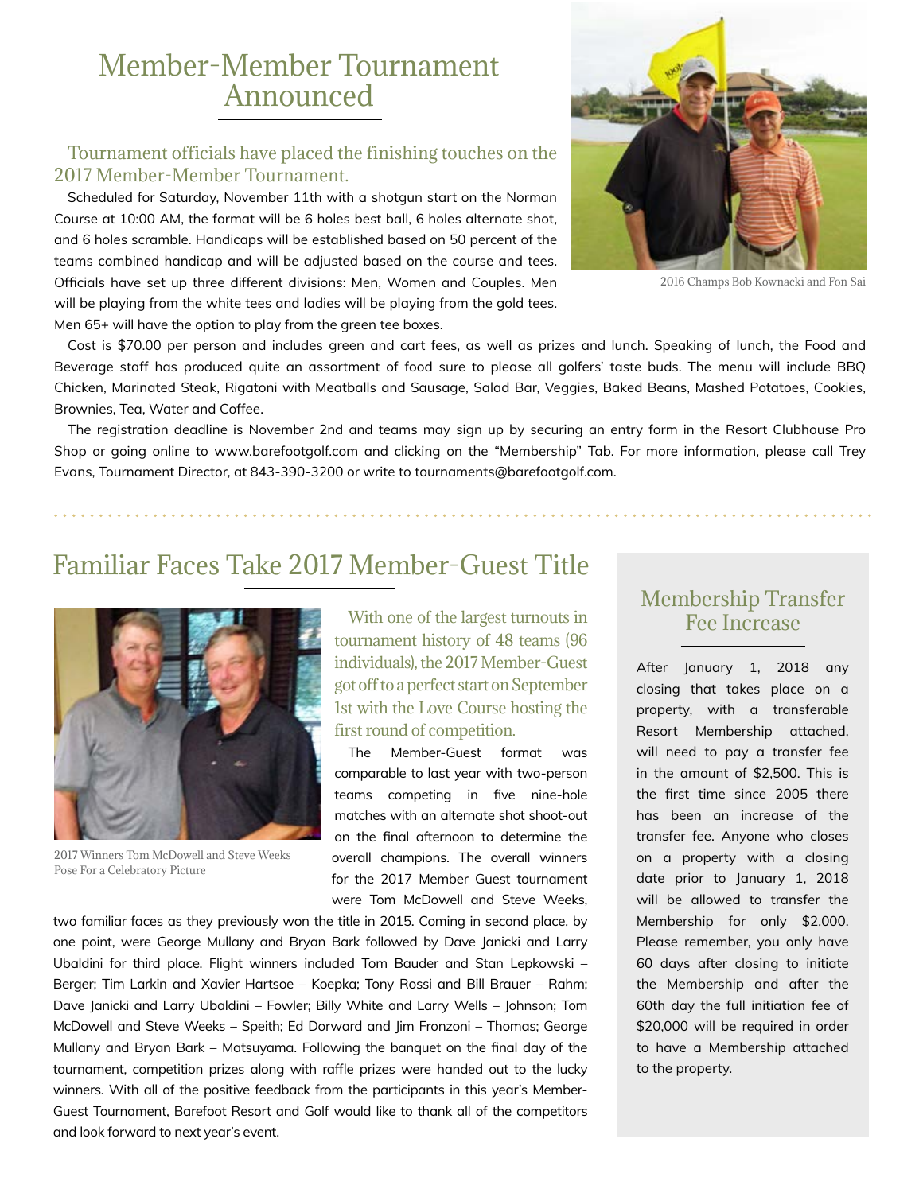# Member-Member Tournament Announced

Tournament officials have placed the finishing touches on the 2017 Member-Member Tournament.

Scheduled for Saturday, November 11th with a shotgun start on the Norman Course at 10:00 AM, the format will be 6 holes best ball, 6 holes alternate shot, and 6 holes scramble. Handicaps will be established based on 50 percent of the teams combined handicap and will be adjusted based on the course and tees. Officials have set up three different divisions: Men, Women and Couples. Men will be playing from the white tees and ladies will be playing from the gold tees. Men 65+ will have the option to play from the green tee boxes.

2016 Champs Bob Kownacki and Fon Sai

Cost is $70.00 per person and includes green and cart fees, as well as prizes and lunch. Speaking of lunch, the Food and Beverage staff has produced quite an assortment of food sure to please all golfers' taste buds. The menu will include BBQ Chicken, Marinated Steak, Rigatoni with Meatballs and Sausage, Salad Bar, Veggies, Baked Beans, Mashed Potatoes, Cookies, Brownies, Tea, Water and Coffee.

The registration deadline is November 2nd and teams may sign up by securing an entry form in the Resort Clubhouse Pro Shop or going online to www.barefootgolf.com and clicking on the "Membership" Tab. For more information, please call Trey Evans, Tournament Director, at 843-390-3200 or write to tournaments@barefootgolf.com.

# Familiar Faces Take 2017 Member-Guest Title

2017 Winners Tom McDowell and Steve Weeks Pose For a Celebratory Picture

With one of the largest turnouts in tournament history of 48 teams (96 individuals), the 2017 Member-Guest got off to a perfect start on September 1st with the Love Course hosting the first round of competition.

The Member-Guest format was comparable to last year with two-person teams competing in five nine-hole matches with an alternate shot shoot-out on the final afternoon to determine the overall champions. The overall winners for the 2017 Member Guest tournament were Tom McDowell and Steve Weeks, two familiar faces as they previously won the title in 2015. Coming in second place, by one point, were George Mullany and Bryan Bark followed by Dave Janicki and Larry Ubaldini for third place. Flight winners included Tom Bauder and Stan Lepkowski – Berger; Tim Larkin and Xavier Hartsoe – Koepka; Tony Rossi and Bill Brauer – Rahm; Dave Janicki and Larry Ubaldini – Fowler; Billy White and Larry Wells – Johnson; Tom McDowell and Steve Weeks – Speith; Ed Dorward and Jim Fronzoni – Thomas; George Mullany and Bryan Bark – Matsuyama. Following the banquet on the final day of the tournament, competition prizes along with raffle prizes were handed out to the lucky winners. With all of the positive feedback from the participants in this year's Member-Guest Tournament, Barefoot Resort and Golf would like to thank all of the competitors and look forward to next year's event.

## Membership Transfer Fee Increase

After January 1, 2018 any closing that takes place on a property, with a transferable Resort Membership attached, will need to pay a transfer fee in the amount of $2,500. This is the first time since 2005 there has been an increase of the transfer fee. Anyone who closes on a property with a closing date prior to January 1, 2018 will be allowed to transfer the Membership for only $2,000. Please remember, you only have 60 days after closing to initiate the Membership and after the 60th day the full initiation fee of $20,000 will be required in order to have a Membership attached to the property.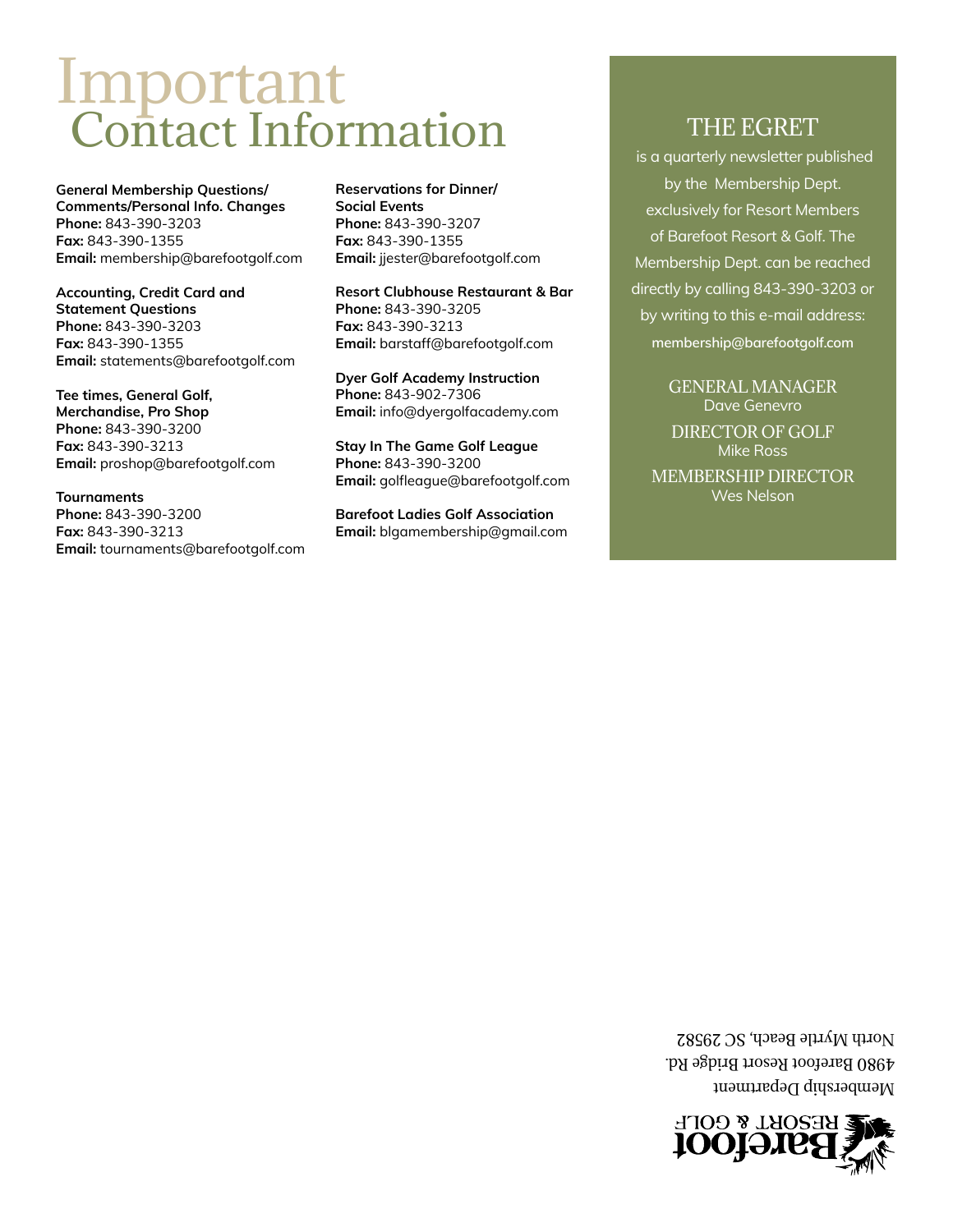# Important Contact Information

**General Membership Questions/ Comments/Personal Info. Changes**
**Phone:** 843-390-3203
**Fax:** 843-390-1355
**Email:** membership@barefootgolf.com

**Accounting, Credit Card and Statement Questions**
**Phone:** 843-390-3203
**Fax:** 843-390-1355
**Email:** statements@barefootgolf.com

**Tee times, General Golf, Merchandise, Pro Shop**
**Phone:** 843-390-3200
**Fax:** 843-390-3213
**Email:** proshop@barefootgolf.com

**Tournaments**
**Phone:** 843-390-3200
**Fax:** 843-390-3213
**Email:** tournaments@barefootgolf.com

**Reservations for Dinner/ Social Events**
**Phone:** 843-390-3207
**Fax:** 843-390-1355
**Email:** jjester@barefootgolf.com

**Resort Clubhouse Restaurant & Bar**
**Phone:** 843-390-3205
**Fax:** 843-390-3213
**Email:** barstaff@barefootgolf.com

**Dyer Golf Academy Instruction**
**Phone:** 843-902-7306
**Email:** info@dyergolfacademy.com

**Stay In The Game Golf League**
**Phone:** 843-390-3200
**Email:** golfleague@barefootgolf.com

**Barefoot Ladies Golf Association**
**Email:** blgamembership@gmail.com

## THE EGRET

is a quarterly newsletter published by the Membership Dept. exclusively for Resort Members of Barefoot Resort & Golf. The Membership Dept. can be reached directly by calling 843-390-3203 or by writing to this e-mail address: **membership@barefootgolf.com**

GENERAL MANAGER
Dave Genevro

DIRECTOR OF GOLF
Mike Ross

MEMBERSHIP DIRECTOR
Wes Nelson

Barefoot RESORT & GOLF

Membership Department
4980 Barefoot Resort Bridge Rd.
North Myrtle Beach, SC 29582